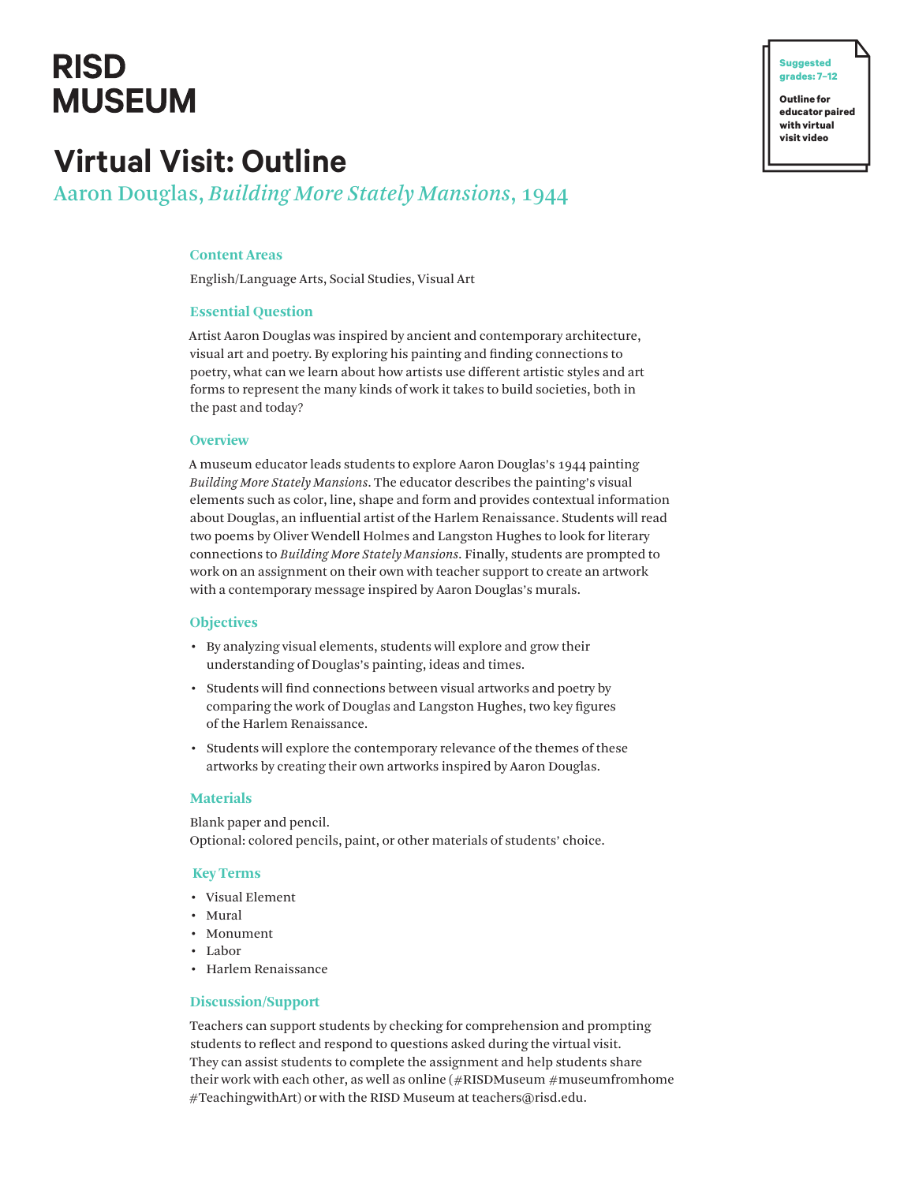RISD
MUSEUM

**Suggested grades: 7–12**

**Outline for educator paired with virtual visit video**

# Virtual Visit: Outline

## Aaron Douglas, *Building More Stately Mansions*, 1944

### Content Areas

English/Language Arts, Social Studies, Visual Art

### Essential Question

Artist Aaron Douglas was inspired by ancient and contemporary architecture, visual art and poetry. By exploring his painting and finding connections to poetry, what can we learn about how artists use different artistic styles and art forms to represent the many kinds of work it takes to build societies, both in the past and today?

### Overview

A museum educator leads students to explore Aaron Douglas's 1944 painting *Building More Stately Mansions*. The educator describes the painting's visual elements such as color, line, shape and form and provides contextual information about Douglas, an influential artist of the Harlem Renaissance. Students will read two poems by Oliver Wendell Holmes and Langston Hughes to look for literary connections to *Building More Stately Mansions*. Finally, students are prompted to work on an assignment on their own with teacher support to create an artwork with a contemporary message inspired by Aaron Douglas's murals.

### Objectives

- By analyzing visual elements, students will explore and grow their understanding of Douglas's painting, ideas and times.
- Students will find connections between visual artworks and poetry by comparing the work of Douglas and Langston Hughes, two key figures of the Harlem Renaissance.
- Students will explore the contemporary relevance of the themes of these artworks by creating their own artworks inspired by Aaron Douglas.

### Materials

Blank paper and pencil.
Optional: colored pencils, paint, or other materials of students' choice.

### Key Terms

- Visual Element
- Mural
- Monument
- Labor
- Harlem Renaissance

### Discussion/Support

Teachers can support students by checking for comprehension and prompting students to reflect and respond to questions asked during the virtual visit. They can assist students to complete the assignment and help students share their work with each other, as well as online (#RISDMuseum #museumfromhome #TeachingwithArt) or with the RISD Museum at teachers@risd.edu.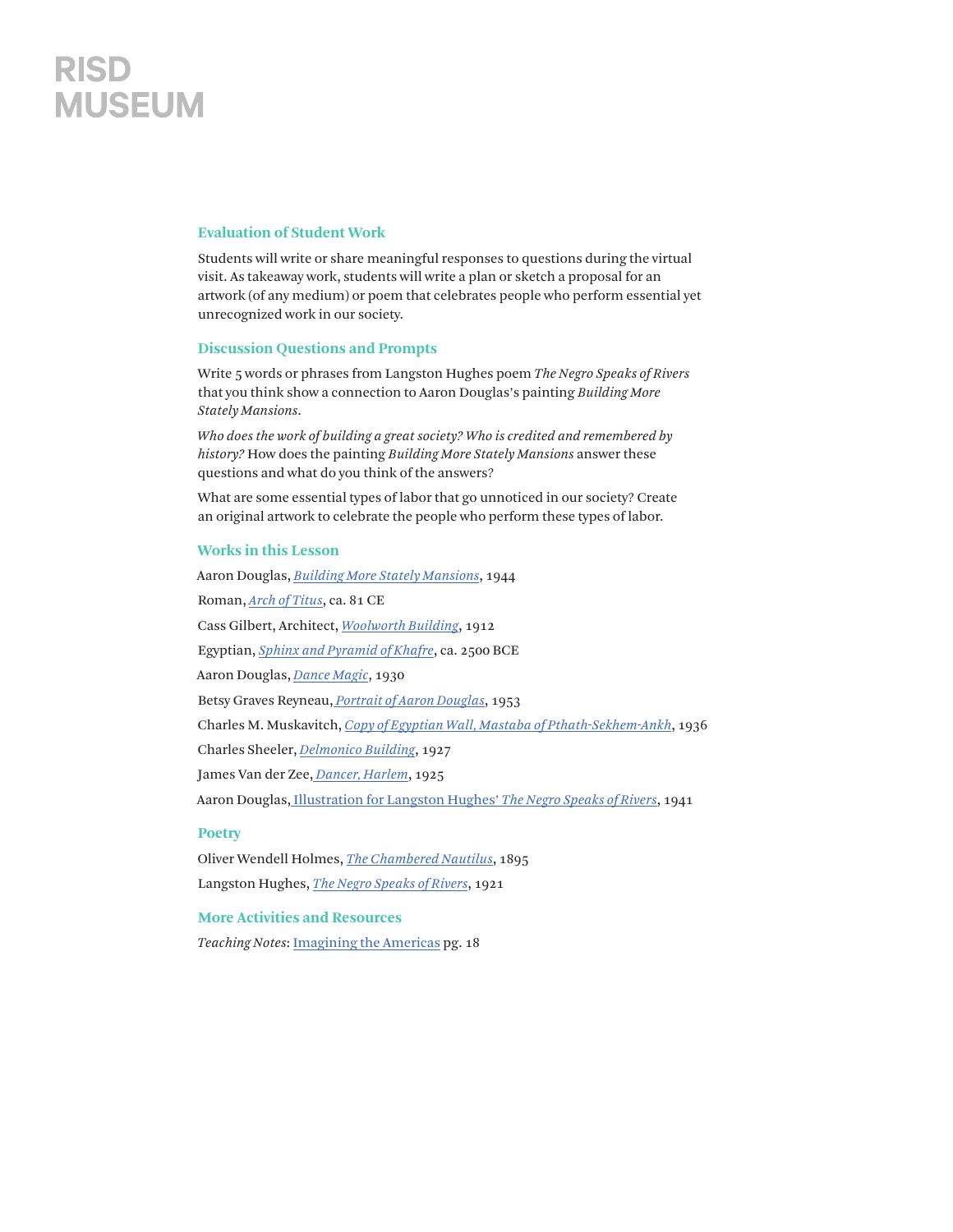RISD MUSEUM

## Evaluation of Student Work

Students will write or share meaningful responses to questions during the virtual visit. As takeaway work, students will write a plan or sketch a proposal for an artwork (of any medium) or poem that celebrates people who perform essential yet unrecognized work in our society.

## Discussion Questions and Prompts

Write 5 words or phrases from Langston Hughes poem *The Negro Speaks of Rivers* that you think show a connection to Aaron Douglas's painting *Building More Stately Mansions*.

*Who does the work of building a great society? Who is credited and remembered by history?* How does the painting *Building More Stately Mansions* answer these questions and what do you think of the answers?

What are some essential types of labor that go unnoticed in our society? Create an original artwork to celebrate the people who perform these types of labor.

## Works in this Lesson

Aaron Douglas, *Building More Stately Mansions*, 1944

Roman, *Arch of Titus*, ca. 81 CE

Cass Gilbert, Architect, *Woolworth Building*, 1912

Egyptian, *Sphinx and Pyramid of Khafre*, ca. 2500 BCE

Aaron Douglas, *Dance Magic*, 1930

Betsy Graves Reyneau, *Portrait of Aaron Douglas*, 1953

Charles M. Muskavitch, *Copy of Egyptian Wall, Mastaba of Pthath-Sekhem-Ankh*, 1936

Charles Sheeler, *Delmonico Building*, 1927

James Van der Zee, *Dancer, Harlem*, 1925

Aaron Douglas, Illustration for Langston Hughes' *The Negro Speaks of Rivers*, 1941

## Poetry

Oliver Wendell Holmes, *The Chambered Nautilus*, 1895

Langston Hughes, *The Negro Speaks of Rivers*, 1921

## More Activities and Resources

*Teaching Notes*: Imagining the Americas pg. 18